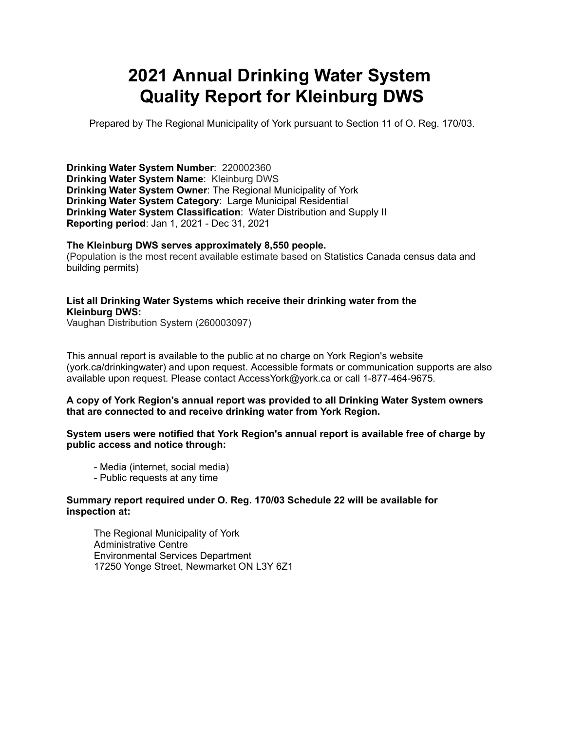# 2021 Annual Drinking Water System Quality Report for Kleinburg DWS

Prepared by The Regional Municipality of York pursuant to Section 11 of O. Reg. 170/03.

**Drinking Water System Number**: 220002360
**Drinking Water System Name**: Kleinburg DWS
**Drinking Water System Owner**: The Regional Municipality of York
**Drinking Water System Category**: Large Municipal Residential
**Drinking Water System Classification**: Water Distribution and Supply II
**Reporting period**: Jan 1, 2021 - Dec 31, 2021

**The Kleinburg DWS serves approximately 8,550 people.**
(Population is the most recent available estimate based on Statistics Canada census data and building permits)

**List all Drinking Water Systems which receive their drinking water from the Kleinburg DWS:**
Vaughan Distribution System (260003097)

This annual report is available to the public at no charge on York Region's website (york.ca/drinkingwater) and upon request. Accessible formats or communication supports are also available upon request. Please contact AccessYork@york.ca or call 1-877-464-9675.

**A copy of York Region's annual report was provided to all Drinking Water System owners that are connected to and receive drinking water from York Region.**

**System users were notified that York Region's annual report is available free of charge by public access and notice through:**

- Media (internet, social media)
- Public requests at any time

**Summary report required under O. Reg. 170/03 Schedule 22 will be available for inspection at:**

The Regional Municipality of York
Administrative Centre
Environmental Services Department
17250 Yonge Street, Newmarket ON L3Y 6Z1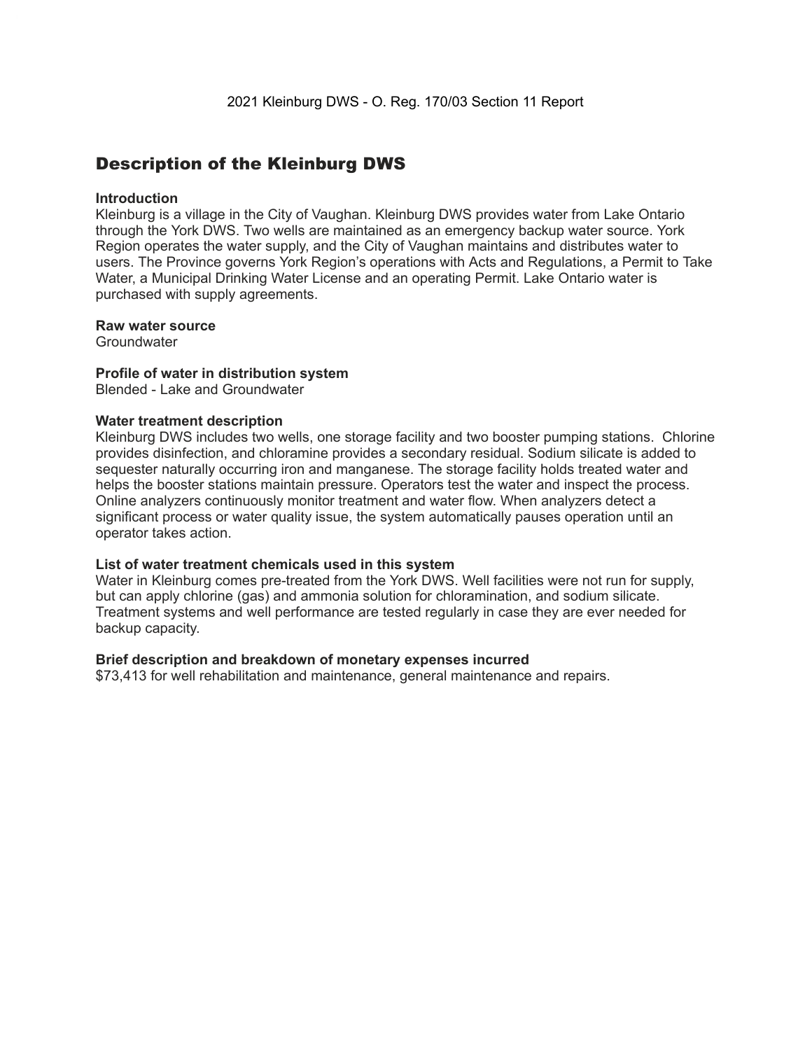## Description of the Kleinburg DWS

**Introduction**

Kleinburg is a village in the City of Vaughan. Kleinburg DWS provides water from Lake Ontario through the York DWS. Two wells are maintained as an emergency backup water source. York Region operates the water supply, and the City of Vaughan maintains and distributes water to users. The Province governs York Region's operations with Acts and Regulations, a Permit to Take Water, a Municipal Drinking Water License and an operating Permit. Lake Ontario water is purchased with supply agreements.

**Raw water source**

Groundwater

**Profile of water in distribution system**

Blended - Lake and Groundwater

**Water treatment description**

Kleinburg DWS includes two wells, one storage facility and two booster pumping stations. Chlorine provides disinfection, and chloramine provides a secondary residual. Sodium silicate is added to sequester naturally occurring iron and manganese. The storage facility holds treated water and helps the booster stations maintain pressure. Operators test the water and inspect the process. Online analyzers continuously monitor treatment and water flow. When analyzers detect a significant process or water quality issue, the system automatically pauses operation until an operator takes action.

**List of water treatment chemicals used in this system**

Water in Kleinburg comes pre-treated from the York DWS. Well facilities were not run for supply, but can apply chlorine (gas) and ammonia solution for chloramination, and sodium silicate. Treatment systems and well performance are tested regularly in case they are ever needed for backup capacity.

**Brief description and breakdown of monetary expenses incurred**

$73,413 for well rehabilitation and maintenance, general maintenance and repairs.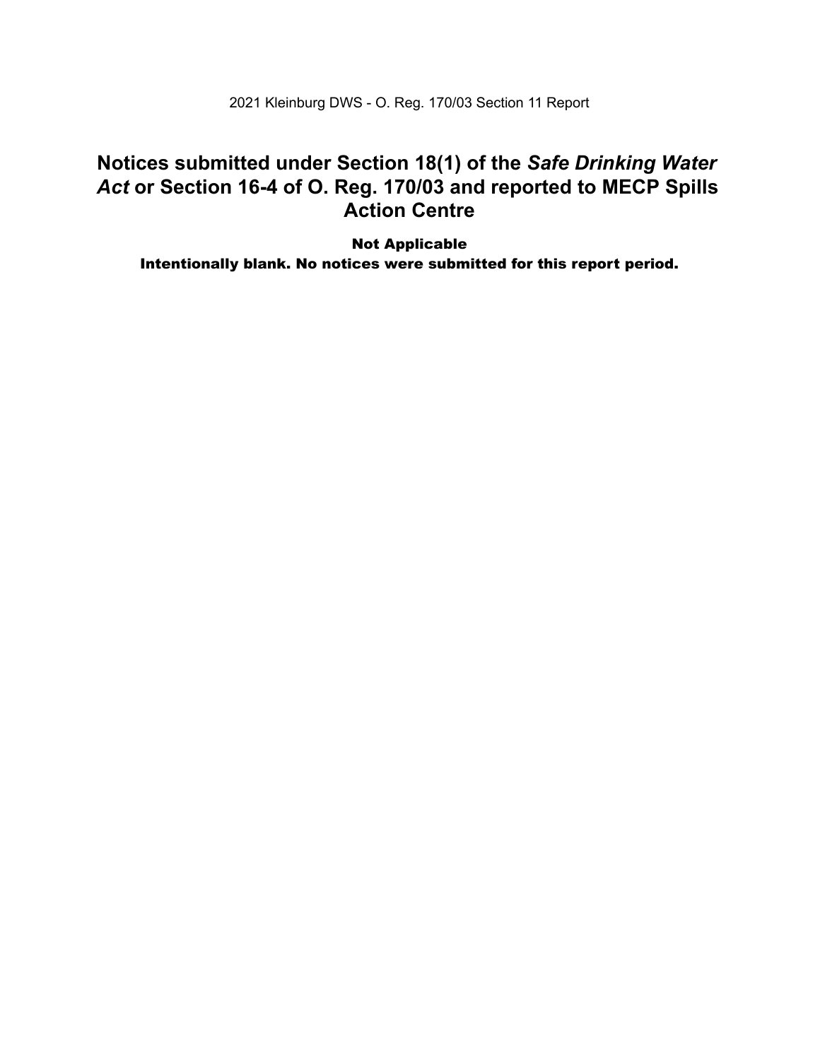## Notices submitted under Section 18(1) of the *Safe Drinking Water Act* or Section 16-4 of O. Reg. 170/03 and reported to MECP Spills Action Centre

**Not Applicable**

**Intentionally blank. No notices were submitted for this report period.**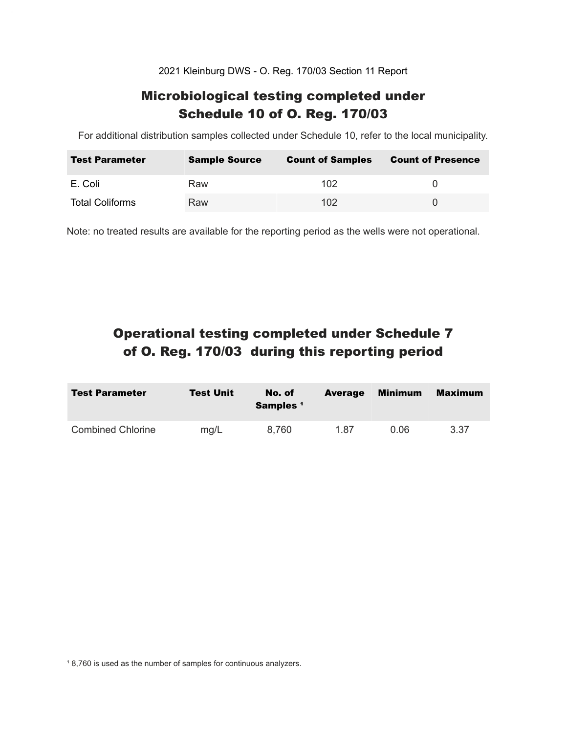2021 Kleinburg DWS - O. Reg. 170/03 Section 11 Report

# Microbiological testing completed under Schedule 10 of O. Reg. 170/03

For additional distribution samples collected under Schedule 10, refer to the local municipality.

| Test Parameter | Sample Source | Count of Samples | Count of Presence |
|---|---|---|---|
| E. Coli | Raw | 102 | 0 |
| Total Coliforms | Raw | 102 | 0 |

Note: no treated results are available for the reporting period as the wells were not operational.

# Operational testing completed under Schedule 7 of O. Reg. 170/03 during this reporting period

| Test Parameter | Test Unit | No. of Samples [1] | Average | Minimum | Maximum |
|---|---|---|---|---|---|
| Combined Chlorine | mg/L | 8,760 | 1.87 | 0.06 | 3.37 |

[1] 8,760 is used as the number of samples for continuous analyzers.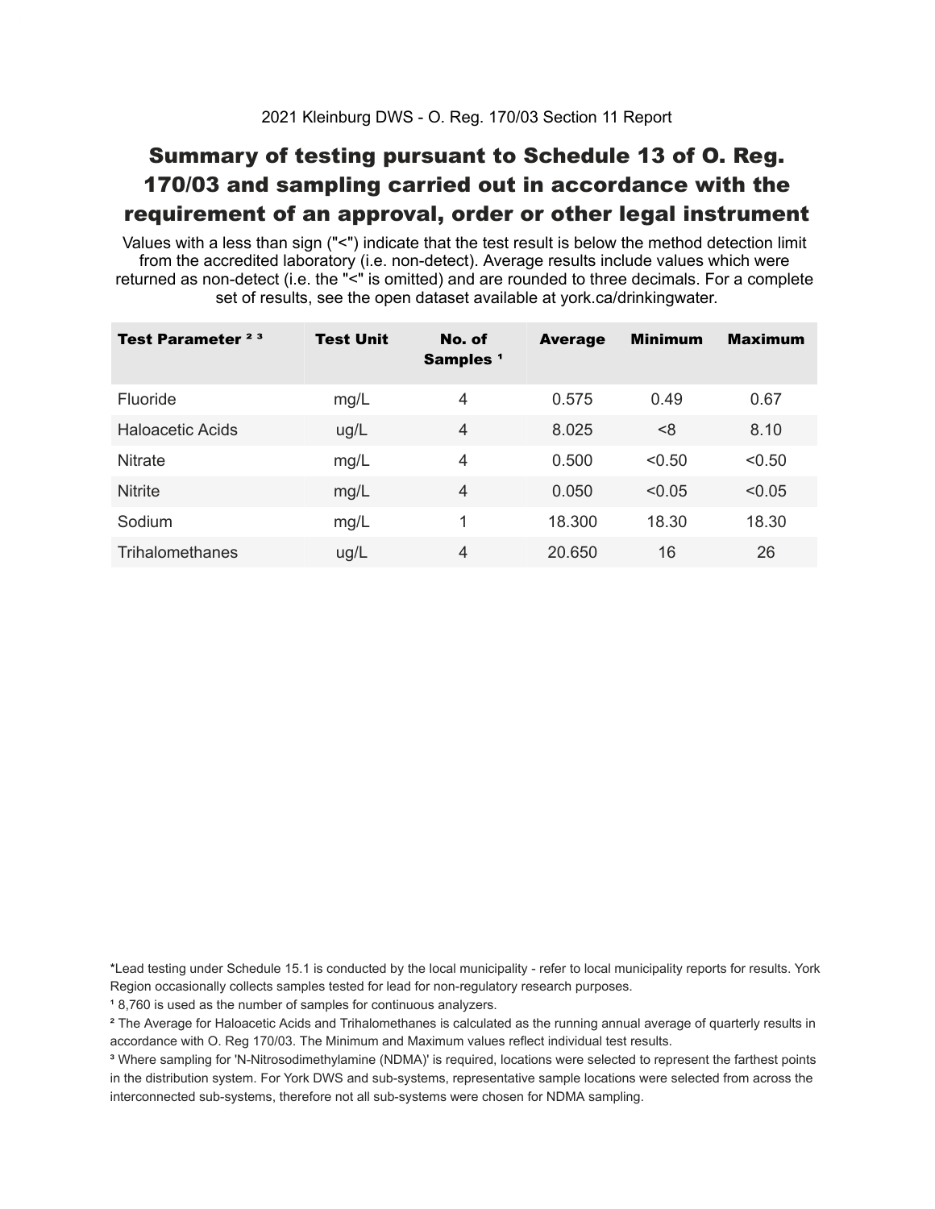2021 Kleinburg DWS - O. Reg. 170/03 Section 11 Report

# Summary of testing pursuant to Schedule 13 of O. Reg. 170/03 and sampling carried out in accordance with the requirement of an approval, order or other legal instrument

Values with a less than sign ("<") indicate that the test result is below the method detection limit from the accredited laboratory (i.e. non-detect). Average results include values which were returned as non-detect (i.e. the "<" is omitted) and are rounded to three decimals. For a complete set of results, see the open dataset available at york.ca/drinkingwater.

| Test Parameter [2] [3] | Test Unit | No. of Samples [1] | Average | Minimum | Maximum |
|---|---|---|---|---|---|
| Fluoride | mg/L | 4 | 0.575 | 0.49 | 0.67 |
| Haloacetic Acids | ug/L | 4 | 8.025 | <8 | 8.10 |
| Nitrate | mg/L | 4 | 0.500 | <0.50 | <0.50 |
| Nitrite | mg/L | 4 | 0.050 | <0.05 | <0.05 |
| Sodium | mg/L | 1 | 18.300 | 18.30 | 18.30 |
| Trihalomethanes | ug/L | 4 | 20.650 | 16 | 26 |

*Lead testing under Schedule 15.1 is conducted by the local municipality - refer to local municipality reports for results. York Region occasionally collects samples tested for lead for non-regulatory research purposes.

[1] 8,760 is used as the number of samples for continuous analyzers.

[2] The Average for Haloacetic Acids and Trihalomethanes is calculated as the running annual average of quarterly results in accordance with O. Reg 170/03. The Minimum and Maximum values reflect individual test results.

[3] Where sampling for 'N-Nitrosodimethylamine (NDMA)' is required, locations were selected to represent the farthest points in the distribution system. For York DWS and sub-systems, representative sample locations were selected from across the interconnected sub-systems, therefore not all sub-systems were chosen for NDMA sampling.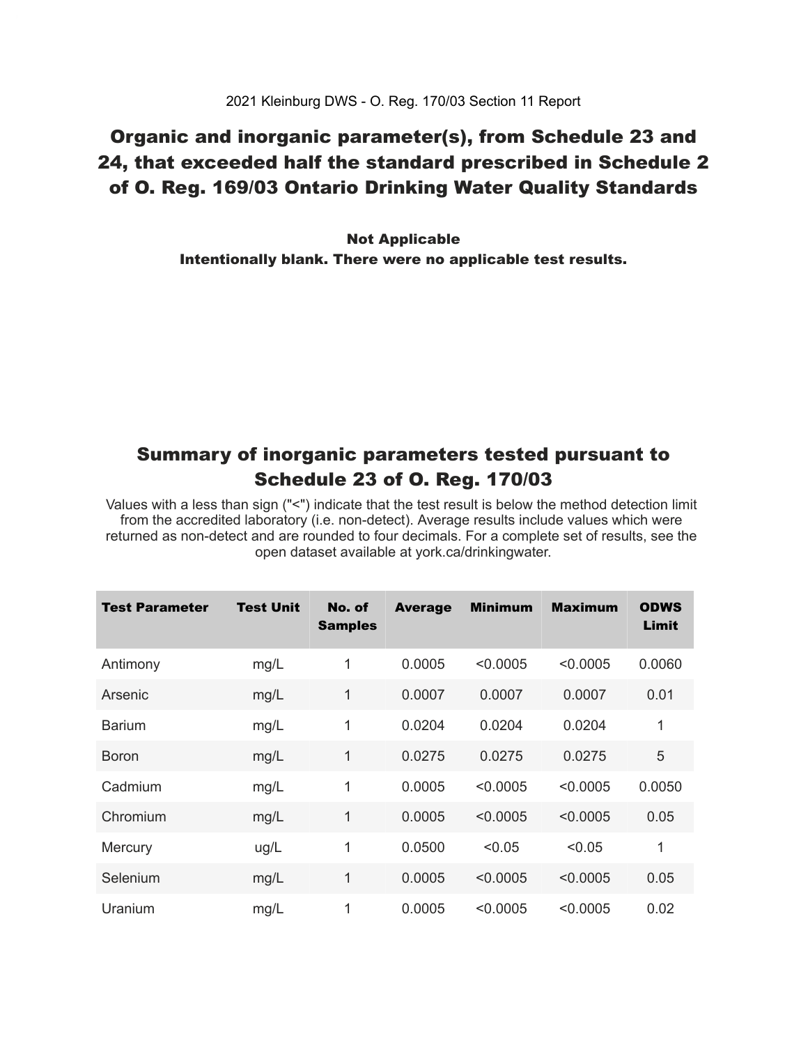2021 Kleinburg DWS - O. Reg. 170/03 Section 11 Report

## Organic and inorganic parameter(s), from Schedule 23 and 24, that exceeded half the standard prescribed in Schedule 2 of O. Reg. 169/03 Ontario Drinking Water Quality Standards

**Not Applicable**
**Intentionally blank. There were no applicable test results.**

## Summary of inorganic parameters tested pursuant to Schedule 23 of O. Reg. 170/03

Values with a less than sign ("<") indicate that the test result is below the method detection limit from the accredited laboratory (i.e. non-detect). Average results include values which were returned as non-detect and are rounded to four decimals. For a complete set of results, see the open dataset available at york.ca/drinkingwater.

| Test Parameter | Test Unit | No. of Samples | Average | Minimum | Maximum | ODWS Limit |
|---|---|---|---|---|---|---|
| Antimony | mg/L | 1 | 0.0005 | <0.0005 | <0.0005 | 0.0060 |
| Arsenic | mg/L | 1 | 0.0007 | 0.0007 | 0.0007 | 0.01 |
| Barium | mg/L | 1 | 0.0204 | 0.0204 | 0.0204 | 1 |
| Boron | mg/L | 1 | 0.0275 | 0.0275 | 0.0275 | 5 |
| Cadmium | mg/L | 1 | 0.0005 | <0.0005 | <0.0005 | 0.0050 |
| Chromium | mg/L | 1 | 0.0005 | <0.0005 | <0.0005 | 0.05 |
| Mercury | ug/L | 1 | 0.0500 | <0.05 | <0.05 | 1 |
| Selenium | mg/L | 1 | 0.0005 | <0.0005 | <0.0005 | 0.05 |
| Uranium | mg/L | 1 | 0.0005 | <0.0005 | <0.0005 | 0.02 |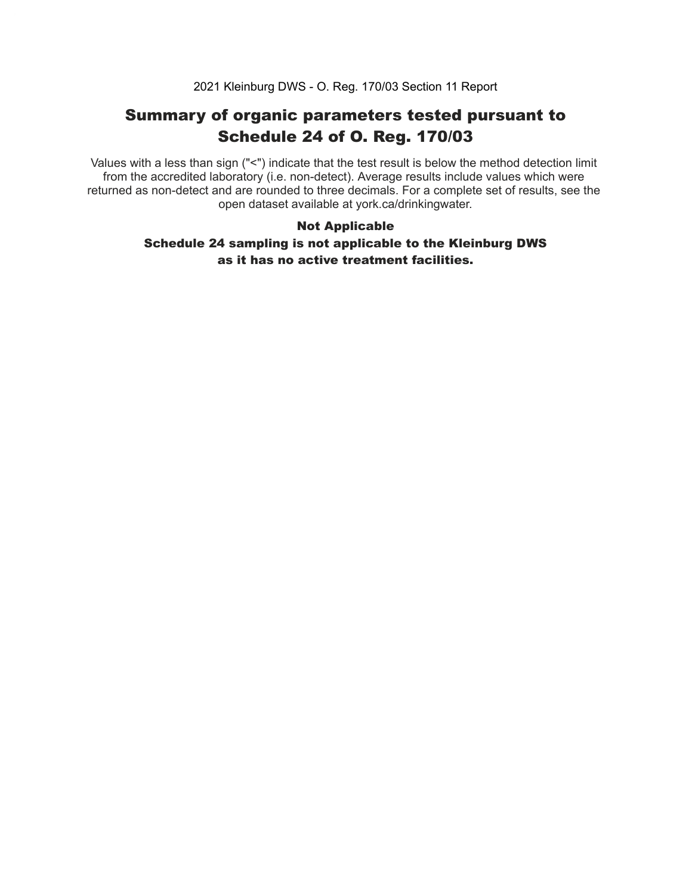2021 Kleinburg DWS - O. Reg. 170/03 Section 11 Report

# Summary of organic parameters tested pursuant to Schedule 24 of O. Reg. 170/03

Values with a less than sign ("<") indicate that the test result is below the method detection limit from the accredited laboratory (i.e. non-detect). Average results include values which were returned as non-detect and are rounded to three decimals. For a complete set of results, see the open dataset available at york.ca/drinkingwater.

**Not Applicable**

**Schedule 24 sampling is not applicable to the Kleinburg DWS as it has no active treatment facilities.**